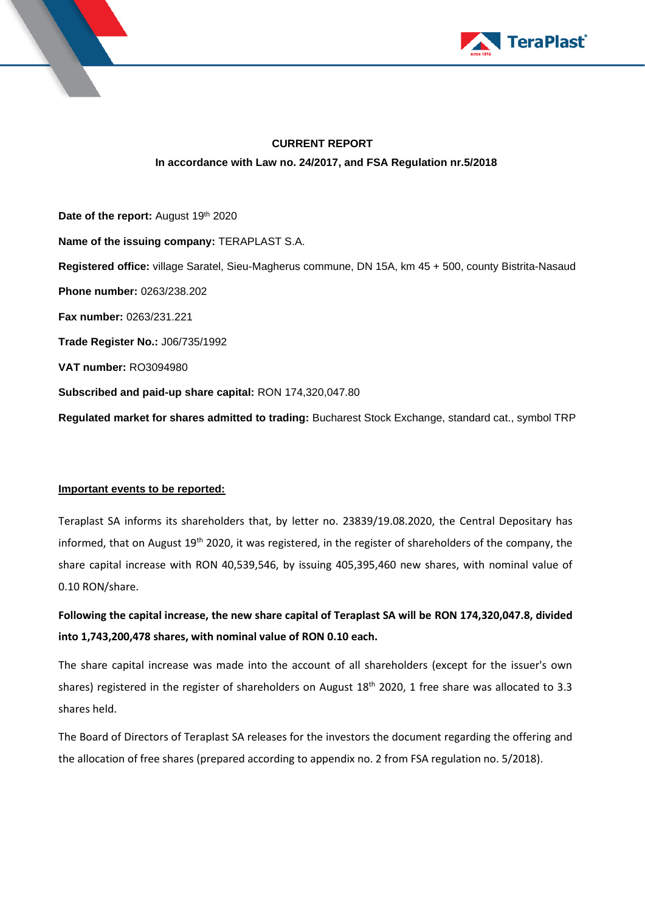**CURRENT REPORT**

**In accordance with Law no. 24/2017, and FSA Regulation nr.5/2018**

**Date of the report:** August 19th 2020

**Name of the issuing company:** TERAPLAST S.A.

**Registered office:** village Saratel, Sieu-Magherus commune, DN 15A, km 45 + 500, county Bistrita-Nasaud

**Phone number:** 0263/238.202

**Fax number:** 0263/231.221

**Trade Register No.:** J06/735/1992

**VAT number:** RO3094980

**Subscribed and paid-up share capital:** RON 174,320,047.80

**Regulated market for shares admitted to trading:** Bucharest Stock Exchange, standard cat., symbol TRP

**Important events to be reported:**

Teraplast SA informs its shareholders that, by letter no. 23839/19.08.2020, the Central Depositary has informed, that on August 19th 2020, it was registered, in the register of shareholders of the company, the share capital increase with RON 40,539,546, by issuing 405,395,460 new shares, with nominal value of 0.10 RON/share.

**Following the capital increase, the new share capital of Teraplast SA will be RON 174,320,047.8, divided into 1,743,200,478 shares, with nominal value of RON 0.10 each.**

The share capital increase was made into the account of all shareholders (except for the issuer's own shares) registered in the register of shareholders on August 18th 2020, 1 free share was allocated to 3.3 shares held.

The Board of Directors of Teraplast SA releases for the investors the document regarding the offering and the allocation of free shares (prepared according to appendix no. 2 from FSA regulation no. 5/2018).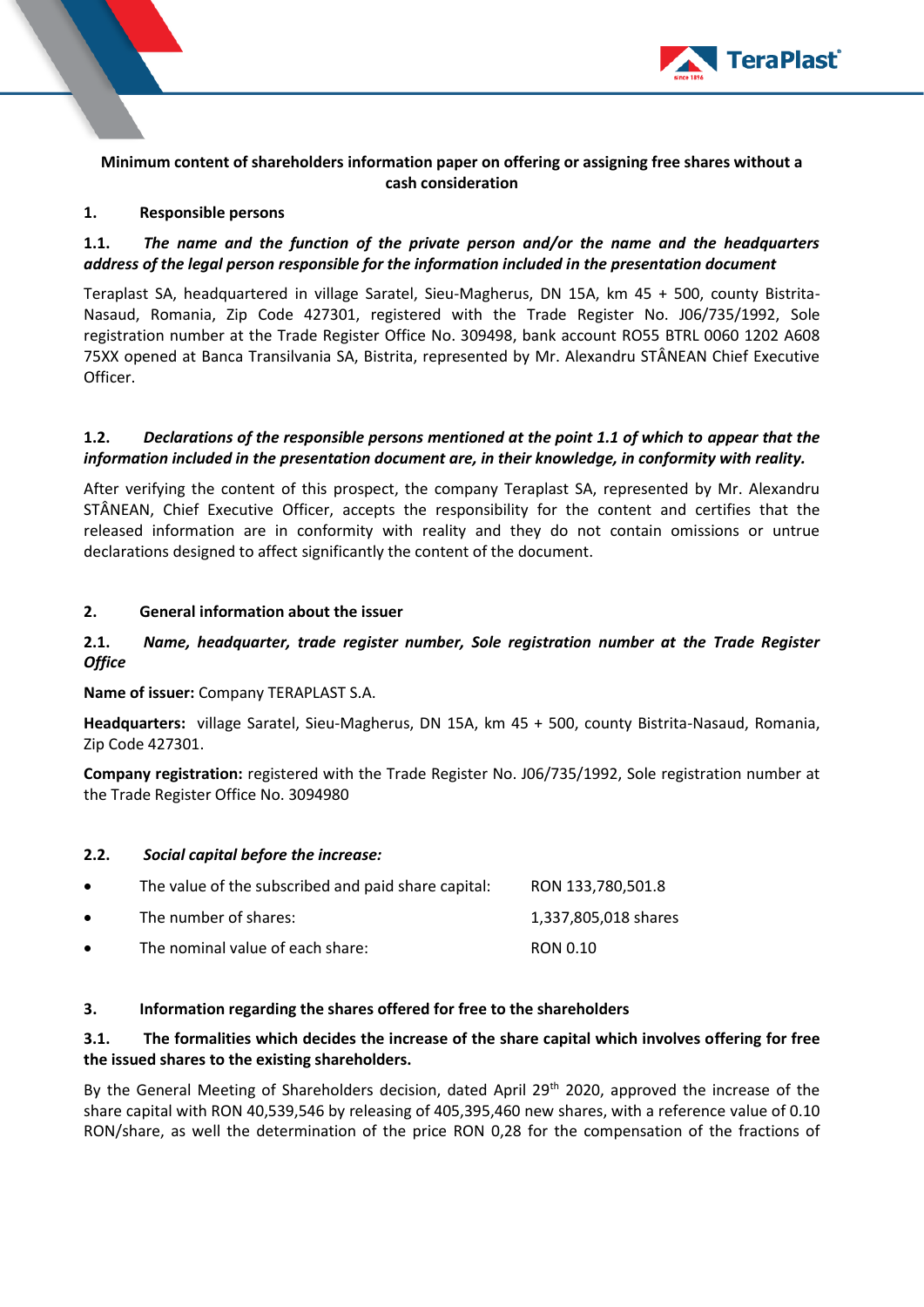**Minimum content of shareholders information paper on offering or assigning free shares without a cash consideration**

## 1. Responsible persons

### 1.1. *The name and the function of the private person and/or the name and the headquarters address of the legal person responsible for the information included in the presentation document*

Teraplast SA, headquartered in village Saratel, Sieu-Magherus, DN 15A, km 45 + 500, county Bistrita-Nasaud, Romania, Zip Code 427301, registered with the Trade Register No. J06/735/1992, Sole registration number at the Trade Register Office No. 309498, bank account RO55 BTRL 0060 1202 A608 75XX opened at Banca Transilvania SA, Bistrita, represented by Mr. Alexandru STÂNEAN Chief Executive Officer.

### 1.2. *Declarations of the responsible persons mentioned at the point 1.1 of which to appear that the information included in the presentation document are, in their knowledge, in conformity with reality.*

After verifying the content of this prospect, the company Teraplast SA, represented by Mr. Alexandru STÂNEAN, Chief Executive Officer, accepts the responsibility for the content and certifies that the released information are in conformity with reality and they do not contain omissions or untrue declarations designed to affect significantly the content of the document.

## 2. General information about the issuer

### 2.1. *Name, headquarter, trade register number, Sole registration number at the Trade Register Office*

**Name of issuer:** Company TERAPLAST S.A.

**Headquarters:** village Saratel, Sieu-Magherus, DN 15A, km 45 + 500, county Bistrita-Nasaud, Romania, Zip Code 427301.

**Company registration:** registered with the Trade Register No. J06/735/1992, Sole registration number at the Trade Register Office No. 3094980

### 2.2. *Social capital before the increase:*

- The value of the subscribed and paid share capital: RON 133,780,501.8
- The number of shares: 1,337,805,018 shares
- The nominal value of each share: RON 0.10

## 3. Information regarding the shares offered for free to the shareholders

### 3.1. The formalities which decides the increase of the share capital which involves offering for free the issued shares to the existing shareholders.

By the General Meeting of Shareholders decision, dated April 29th 2020, approved the increase of the share capital with RON 40,539,546 by releasing of 405,395,460 new shares, with a reference value of 0.10 RON/share, as well the determination of the price RON 0,28 for the compensation of the fractions of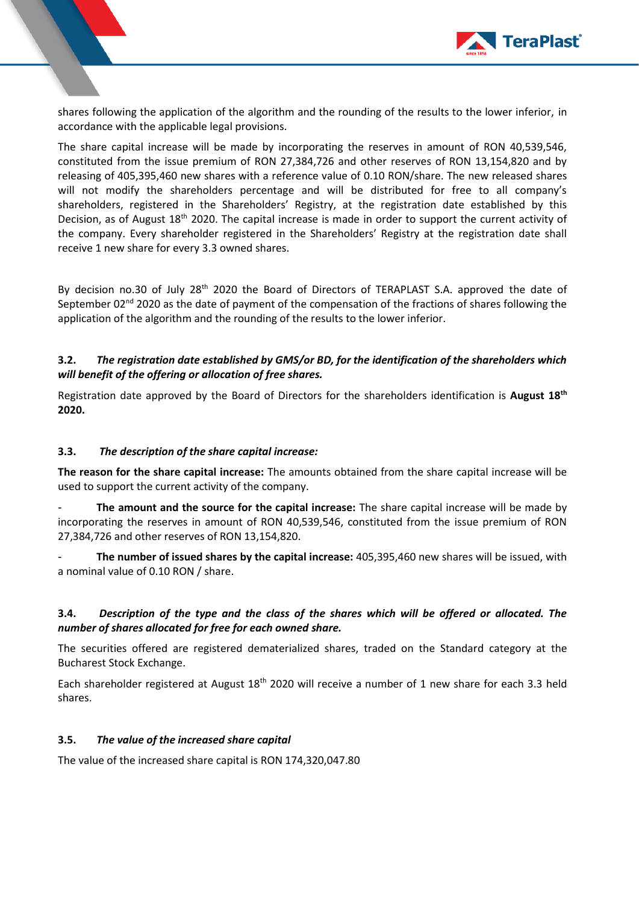shares following the application of the algorithm and the rounding of the results to the lower inferior, in accordance with the applicable legal provisions.

The share capital increase will be made by incorporating the reserves in amount of RON 40,539,546, constituted from the issue premium of RON 27,384,726 and other reserves of RON 13,154,820 and by releasing of 405,395,460 new shares with a reference value of 0.10 RON/share. The new released shares will not modify the shareholders percentage and will be distributed for free to all company's shareholders, registered in the Shareholders' Registry, at the registration date established by this Decision, as of August 18th 2020. The capital increase is made in order to support the current activity of the company. Every shareholder registered in the Shareholders' Registry at the registration date shall receive 1 new share for every 3.3 owned shares.

By decision no.30 of July 28th 2020 the Board of Directors of TERAPLAST S.A. approved the date of September 02nd 2020 as the date of payment of the compensation of the fractions of shares following the application of the algorithm and the rounding of the results to the lower inferior.

### 3.2. *The registration date established by GMS/or BD, for the identification of the shareholders which will benefit of the offering or allocation of free shares.*

Registration date approved by the Board of Directors for the shareholders identification is **August 18th 2020.**

### 3.3. *The description of the share capital increase:*

**The reason for the share capital increase:** The amounts obtained from the share capital increase will be used to support the current activity of the company.

- **The amount and the source for the capital increase:** The share capital increase will be made by incorporating the reserves in amount of RON 40,539,546, constituted from the issue premium of RON 27,384,726 and other reserves of RON 13,154,820.
- **The number of issued shares by the capital increase:** 405,395,460 new shares will be issued, with a nominal value of 0.10 RON / share.

### 3.4. *Description of the type and the class of the shares which will be offered or allocated. The number of shares allocated for free for each owned share.*

The securities offered are registered dematerialized shares, traded on the Standard category at the Bucharest Stock Exchange.

Each shareholder registered at August 18th 2020 will receive a number of 1 new share for each 3.3 held shares.

### 3.5. *The value of the increased share capital*

The value of the increased share capital is RON 174,320,047.80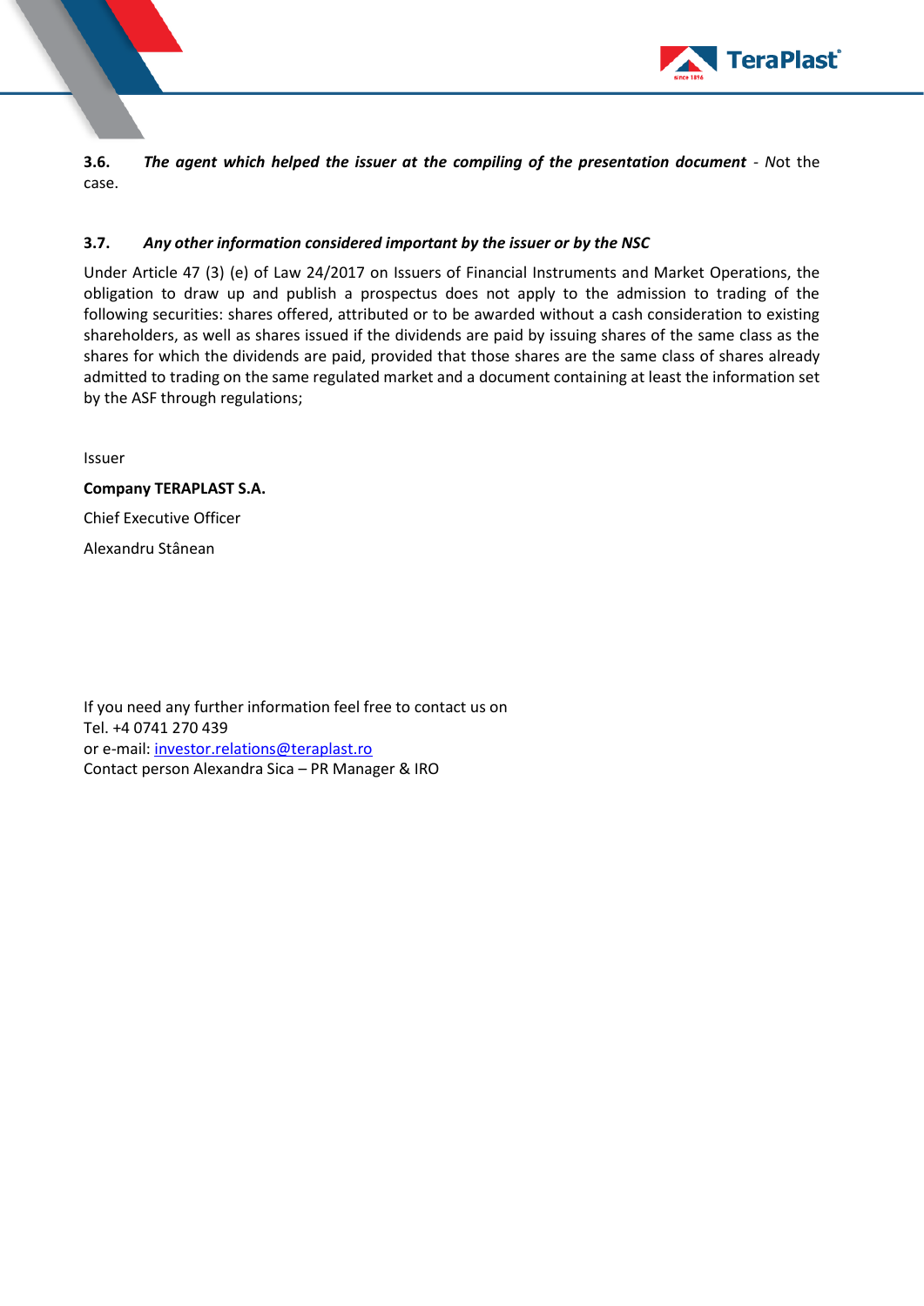**3.6.** ***The agent which helped the issuer at the compiling of the presentation document*** - *N*ot the case.

**3.7.** ***Any other information considered important by the issuer or by the NSC***

Under Article 47 (3) (e) of Law 24/2017 on Issuers of Financial Instruments and Market Operations, the obligation to draw up and publish a prospectus does not apply to the admission to trading of the following securities: shares offered, attributed or to be awarded without a cash consideration to existing shareholders, as well as shares issued if the dividends are paid by issuing shares of the same class as the shares for which the dividends are paid, provided that those shares are the same class of shares already admitted to trading on the same regulated market and a document containing at least the information set by the ASF through regulations;

Issuer

**Company TERAPLAST S.A.**

Chief Executive Officer

Alexandru Stânean

If you need any further information feel free to contact us on
Tel. +4 0741 270 439
or e-mail: investor.relations@teraplast.ro
Contact person Alexandra Sica – PR Manager & IRO